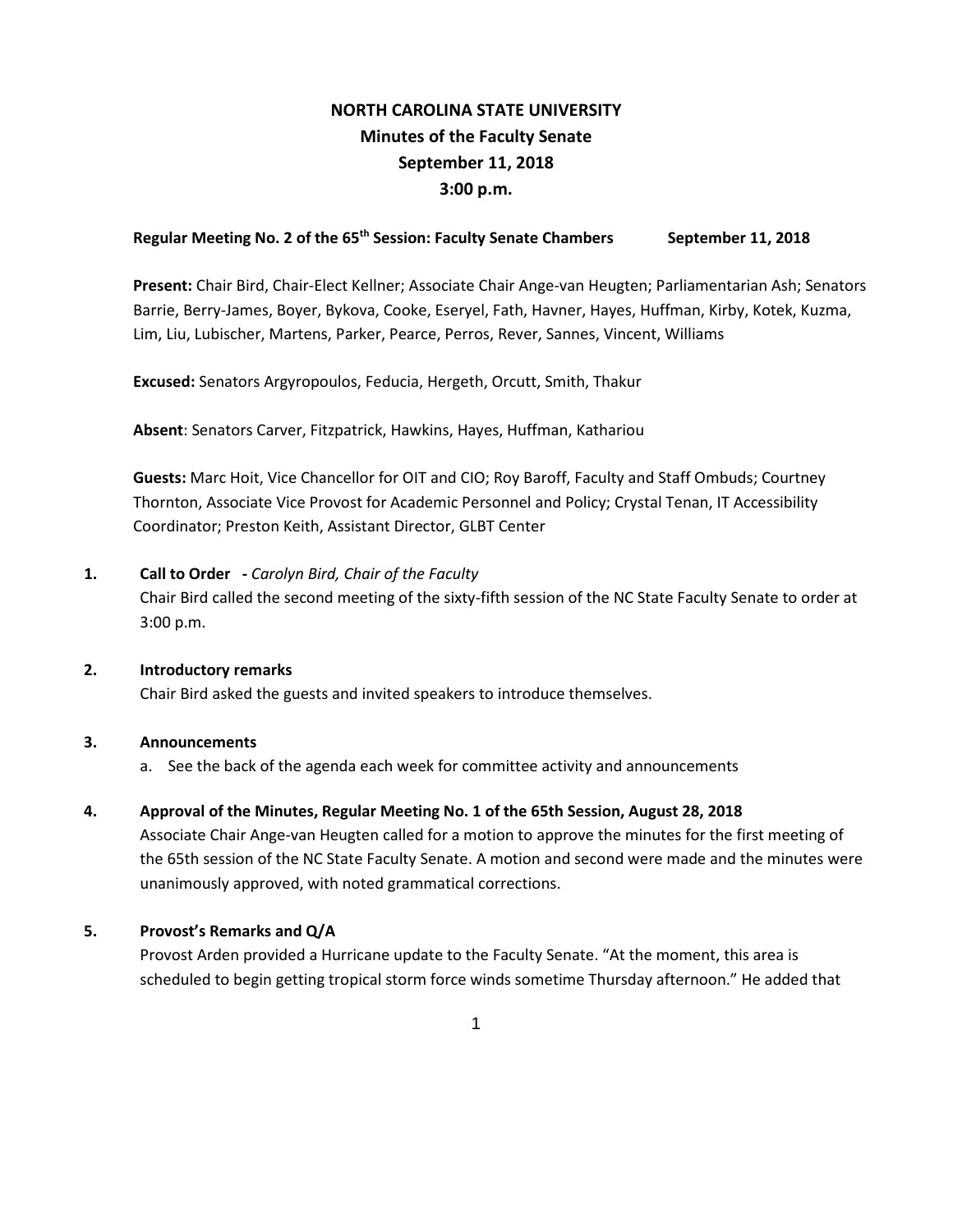# NORTH CAROLINA STATE UNIVERSITY
## Minutes of the Faculty Senate
## September 11, 2018
## 3:00 p.m.

**Regular Meeting No. 2 of the 65th Session: Faculty Senate Chambers September 11, 2018**

**Present:** Chair Bird, Chair-Elect Kellner; Associate Chair Ange-van Heugten; Parliamentarian Ash; Senators Barrie, Berry-James, Boyer, Bykova, Cooke, Eseryel, Fath, Havner, Hayes, Huffman, Kirby, Kotek, Kuzma, Lim, Liu, Lubischer, Martens, Parker, Pearce, Perros, Rever, Sannes, Vincent, Williams

**Excused:** Senators Argyropoulos, Feducia, Hergeth, Orcutt, Smith, Thakur

**Absent**: Senators Carver, Fitzpatrick, Hawkins, Hayes, Huffman, Kathariou

**Guests:** Marc Hoit, Vice Chancellor for OIT and CIO; Roy Baroff, Faculty and Staff Ombuds; Courtney Thornton, Associate Vice Provost for Academic Personnel and Policy; Crystal Tenan, IT Accessibility Coordinator; Preston Keith, Assistant Director, GLBT Center

**1. Call to Order** - *Carolyn Bird, Chair of the Faculty*

Chair Bird called the second meeting of the sixty-fifth session of the NC State Faculty Senate to order at 3:00 p.m.

**2. Introductory remarks**

Chair Bird asked the guests and invited speakers to introduce themselves.

**3. Announcements**

a. See the back of the agenda each week for committee activity and announcements

**4. Approval of the Minutes, Regular Meeting No. 1 of the 65th Session, August 28, 2018**

Associate Chair Ange-van Heugten called for a motion to approve the minutes for the first meeting of the 65th session of the NC State Faculty Senate. A motion and second were made and the minutes were unanimously approved, with noted grammatical corrections.

**5. Provost's Remarks and Q/A**

Provost Arden provided a Hurricane update to the Faculty Senate. "At the moment, this area is scheduled to begin getting tropical storm force winds sometime Thursday afternoon." He added that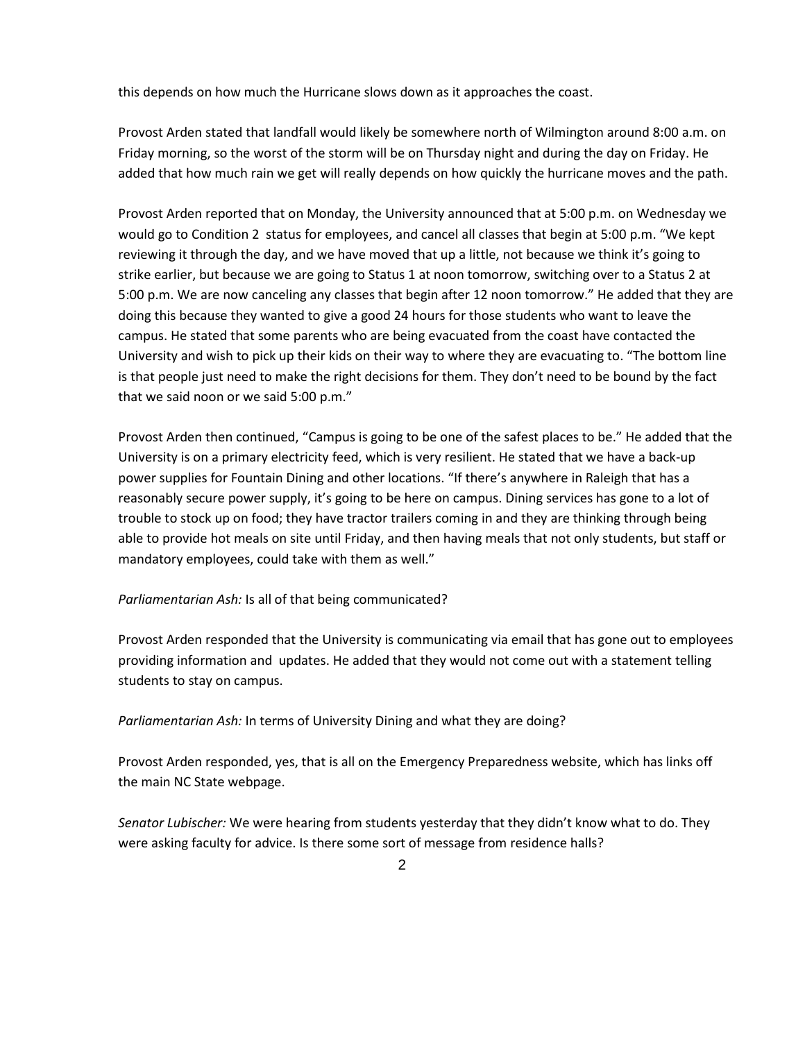this depends on how much the Hurricane slows down as it approaches the coast.

Provost Arden stated that landfall would likely be somewhere north of Wilmington around 8:00 a.m. on Friday morning, so the worst of the storm will be on Thursday night and during the day on Friday. He added that how much rain we get will really depends on how quickly the hurricane moves and the path.

Provost Arden reported that on Monday, the University announced that at 5:00 p.m. on Wednesday we would go to Condition 2 status for employees, and cancel all classes that begin at 5:00 p.m. "We kept reviewing it through the day, and we have moved that up a little, not because we think it's going to strike earlier, but because we are going to Status 1 at noon tomorrow, switching over to a Status 2 at 5:00 p.m. We are now canceling any classes that begin after 12 noon tomorrow." He added that they are doing this because they wanted to give a good 24 hours for those students who want to leave the campus. He stated that some parents who are being evacuated from the coast have contacted the University and wish to pick up their kids on their way to where they are evacuating to. "The bottom line is that people just need to make the right decisions for them. They don't need to be bound by the fact that we said noon or we said 5:00 p.m."

Provost Arden then continued, "Campus is going to be one of the safest places to be." He added that the University is on a primary electricity feed, which is very resilient. He stated that we have a back-up power supplies for Fountain Dining and other locations. "If there's anywhere in Raleigh that has a reasonably secure power supply, it's going to be here on campus. Dining services has gone to a lot of trouble to stock up on food; they have tractor trailers coming in and they are thinking through being able to provide hot meals on site until Friday, and then having meals that not only students, but staff or mandatory employees, could take with them as well."

*Parliamentarian Ash:* Is all of that being communicated?

Provost Arden responded that the University is communicating via email that has gone out to employees providing information and updates. He added that they would not come out with a statement telling students to stay on campus.

*Parliamentarian Ash:* In terms of University Dining and what they are doing?

Provost Arden responded, yes, that is all on the Emergency Preparedness website, which has links off the main NC State webpage.

*Senator Lubischer:* We were hearing from students yesterday that they didn't know what to do. They were asking faculty for advice. Is there some sort of message from residence halls?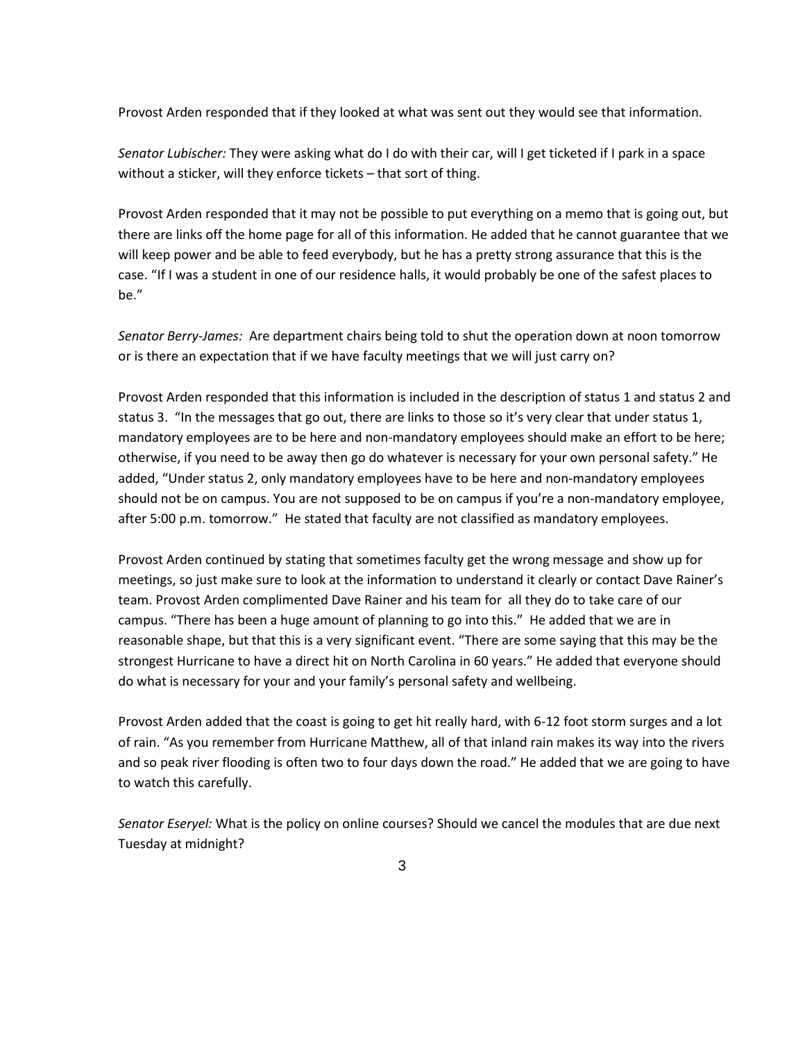Provost Arden responded that if they looked at what was sent out they would see that information.

*Senator Lubischer:* They were asking what do I do with their car, will I get ticketed if I park in a space without a sticker, will they enforce tickets – that sort of thing.

Provost Arden responded that it may not be possible to put everything on a memo that is going out, but there are links off the home page for all of this information. He added that he cannot guarantee that we will keep power and be able to feed everybody, but he has a pretty strong assurance that this is the case. "If I was a student in one of our residence halls, it would probably be one of the safest places to be."

*Senator Berry-James:* Are department chairs being told to shut the operation down at noon tomorrow or is there an expectation that if we have faculty meetings that we will just carry on?

Provost Arden responded that this information is included in the description of status 1 and status 2 and status 3. "In the messages that go out, there are links to those so it's very clear that under status 1, mandatory employees are to be here and non-mandatory employees should make an effort to be here; otherwise, if you need to be away then go do whatever is necessary for your own personal safety." He added, "Under status 2, only mandatory employees have to be here and non-mandatory employees should not be on campus. You are not supposed to be on campus if you're a non-mandatory employee, after 5:00 p.m. tomorrow." He stated that faculty are not classified as mandatory employees.

Provost Arden continued by stating that sometimes faculty get the wrong message and show up for meetings, so just make sure to look at the information to understand it clearly or contact Dave Rainer's team. Provost Arden complimented Dave Rainer and his team for all they do to take care of our campus. "There has been a huge amount of planning to go into this." He added that we are in reasonable shape, but that this is a very significant event. "There are some saying that this may be the strongest Hurricane to have a direct hit on North Carolina in 60 years." He added that everyone should do what is necessary for your and your family's personal safety and wellbeing.

Provost Arden added that the coast is going to get hit really hard, with 6-12 foot storm surges and a lot of rain. "As you remember from Hurricane Matthew, all of that inland rain makes its way into the rivers and so peak river flooding is often two to four days down the road." He added that we are going to have to watch this carefully.

*Senator Eseryel:* What is the policy on online courses? Should we cancel the modules that are due next Tuesday at midnight?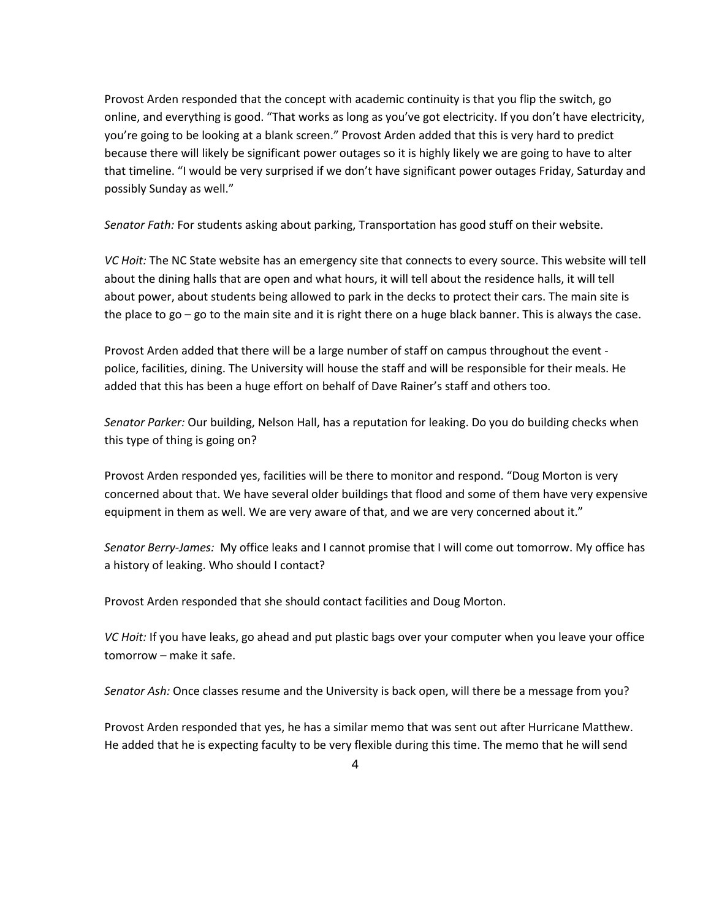Provost Arden responded that the concept with academic continuity is that you flip the switch, go online, and everything is good. "That works as long as you've got electricity. If you don't have electricity, you're going to be looking at a blank screen." Provost Arden added that this is very hard to predict because there will likely be significant power outages so it is highly likely we are going to have to alter that timeline. "I would be very surprised if we don't have significant power outages Friday, Saturday and possibly Sunday as well."

*Senator Fath:* For students asking about parking, Transportation has good stuff on their website.

*VC Hoit:* The NC State website has an emergency site that connects to every source. This website will tell about the dining halls that are open and what hours, it will tell about the residence halls, it will tell about power, about students being allowed to park in the decks to protect their cars. The main site is the place to go – go to the main site and it is right there on a huge black banner. This is always the case.

Provost Arden added that there will be a large number of staff on campus throughout the event - police, facilities, dining. The University will house the staff and will be responsible for their meals. He added that this has been a huge effort on behalf of Dave Rainer's staff and others too.

*Senator Parker:* Our building, Nelson Hall, has a reputation for leaking. Do you do building checks when this type of thing is going on?

Provost Arden responded yes, facilities will be there to monitor and respond. "Doug Morton is very concerned about that. We have several older buildings that flood and some of them have very expensive equipment in them as well. We are very aware of that, and we are very concerned about it."

*Senator Berry-James:* My office leaks and I cannot promise that I will come out tomorrow. My office has a history of leaking. Who should I contact?

Provost Arden responded that she should contact facilities and Doug Morton.

*VC Hoit:* If you have leaks, go ahead and put plastic bags over your computer when you leave your office tomorrow – make it safe.

*Senator Ash:* Once classes resume and the University is back open, will there be a message from you?

Provost Arden responded that yes, he has a similar memo that was sent out after Hurricane Matthew. He added that he is expecting faculty to be very flexible during this time. The memo that he will send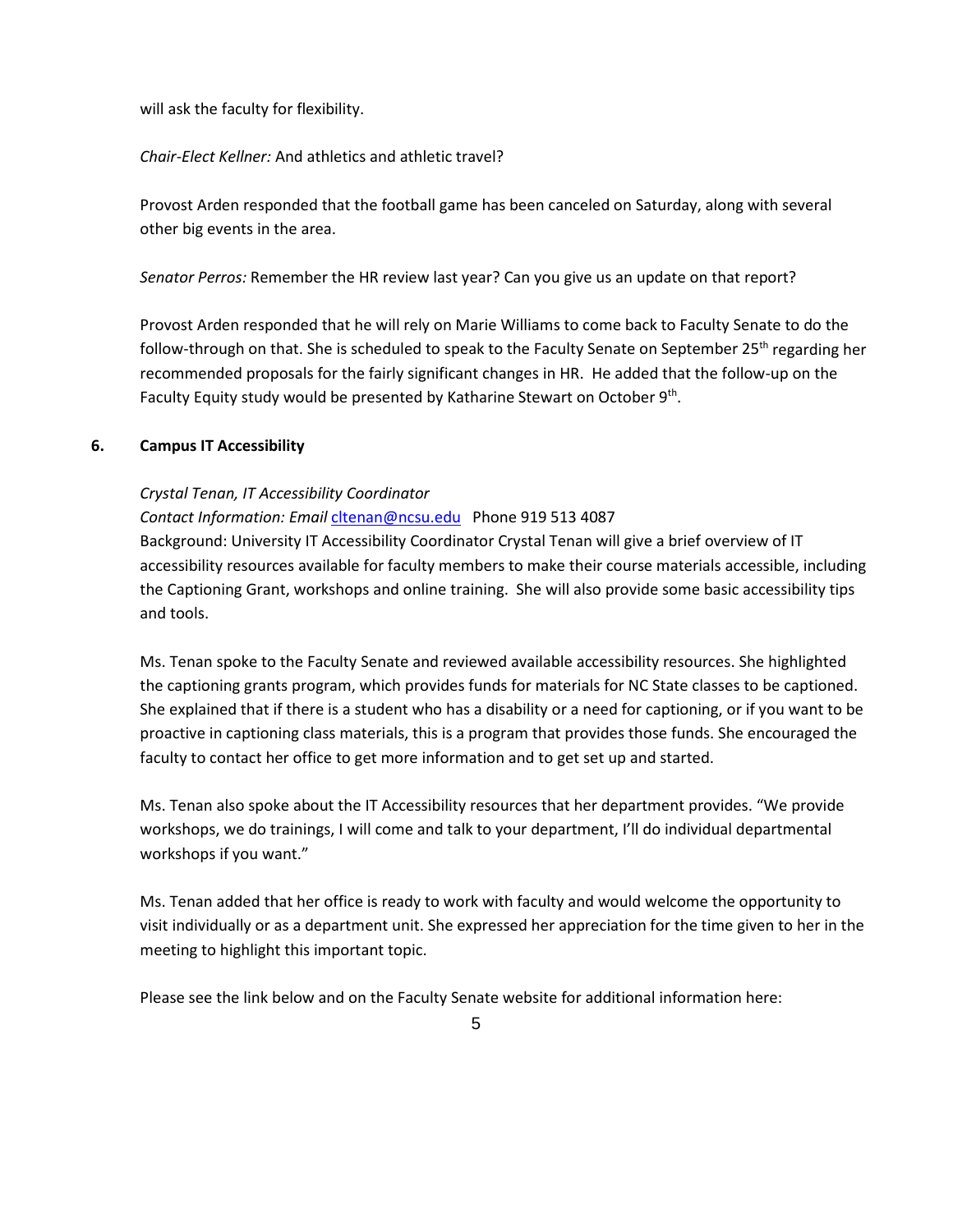will ask the faculty for flexibility.

*Chair-Elect Kellner:* And athletics and athletic travel?

Provost Arden responded that the football game has been canceled on Saturday, along with several other big events in the area.

*Senator Perros:* Remember the HR review last year? Can you give us an update on that report?

Provost Arden responded that he will rely on Marie Williams to come back to Faculty Senate to do the follow-through on that. She is scheduled to speak to the Faculty Senate on September 25th regarding her recommended proposals for the fairly significant changes in HR. He added that the follow-up on the Faculty Equity study would be presented by Katharine Stewart on October 9th.

## 6. Campus IT Accessibility

*Crystal Tenan, IT Accessibility Coordinator*

*Contact Information: Email* cltenan@ncsu.edu Phone 919 513 4087

Background: University IT Accessibility Coordinator Crystal Tenan will give a brief overview of IT accessibility resources available for faculty members to make their course materials accessible, including the Captioning Grant, workshops and online training. She will also provide some basic accessibility tips and tools.

Ms. Tenan spoke to the Faculty Senate and reviewed available accessibility resources. She highlighted the captioning grants program, which provides funds for materials for NC State classes to be captioned. She explained that if there is a student who has a disability or a need for captioning, or if you want to be proactive in captioning class materials, this is a program that provides those funds. She encouraged the faculty to contact her office to get more information and to get set up and started.

Ms. Tenan also spoke about the IT Accessibility resources that her department provides. "We provide workshops, we do trainings, I will come and talk to your department, I'll do individual departmental workshops if you want."

Ms. Tenan added that her office is ready to work with faculty and would welcome the opportunity to visit individually or as a department unit. She expressed her appreciation for the time given to her in the meeting to highlight this important topic.

Please see the link below and on the Faculty Senate website for additional information here: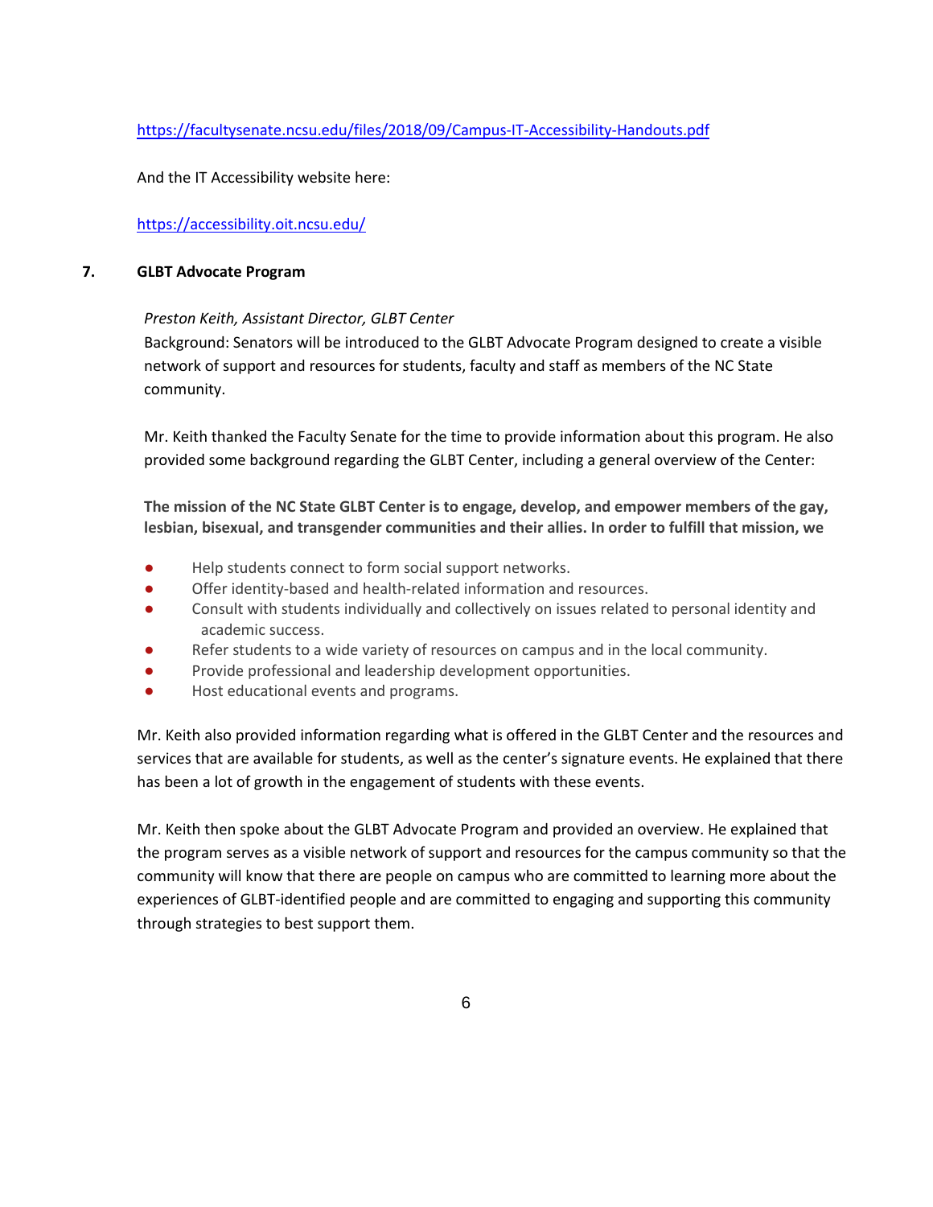https://facultysenate.ncsu.edu/files/2018/09/Campus-IT-Accessibility-Handouts.pdf

And the IT Accessibility website here:

https://accessibility.oit.ncsu.edu/

## 7. GLBT Advocate Program

*Preston Keith, Assistant Director, GLBT Center*

Background: Senators will be introduced to the GLBT Advocate Program designed to create a visible network of support and resources for students, faculty and staff as members of the NC State community.

Mr. Keith thanked the Faculty Senate for the time to provide information about this program. He also provided some background regarding the GLBT Center, including a general overview of the Center:

**The mission of the NC State GLBT Center is to engage, develop, and empower members of the gay, lesbian, bisexual, and transgender communities and their allies. In order to fulfill that mission, we**

- Help students connect to form social support networks.
- Offer identity-based and health-related information and resources.
- Consult with students individually and collectively on issues related to personal identity and academic success.
- Refer students to a wide variety of resources on campus and in the local community.
- Provide professional and leadership development opportunities.
- Host educational events and programs.

Mr. Keith also provided information regarding what is offered in the GLBT Center and the resources and services that are available for students, as well as the center's signature events. He explained that there has been a lot of growth in the engagement of students with these events.

Mr. Keith then spoke about the GLBT Advocate Program and provided an overview. He explained that the program serves as a visible network of support and resources for the campus community so that the community will know that there are people on campus who are committed to learning more about the experiences of GLBT-identified people and are committed to engaging and supporting this community through strategies to best support them.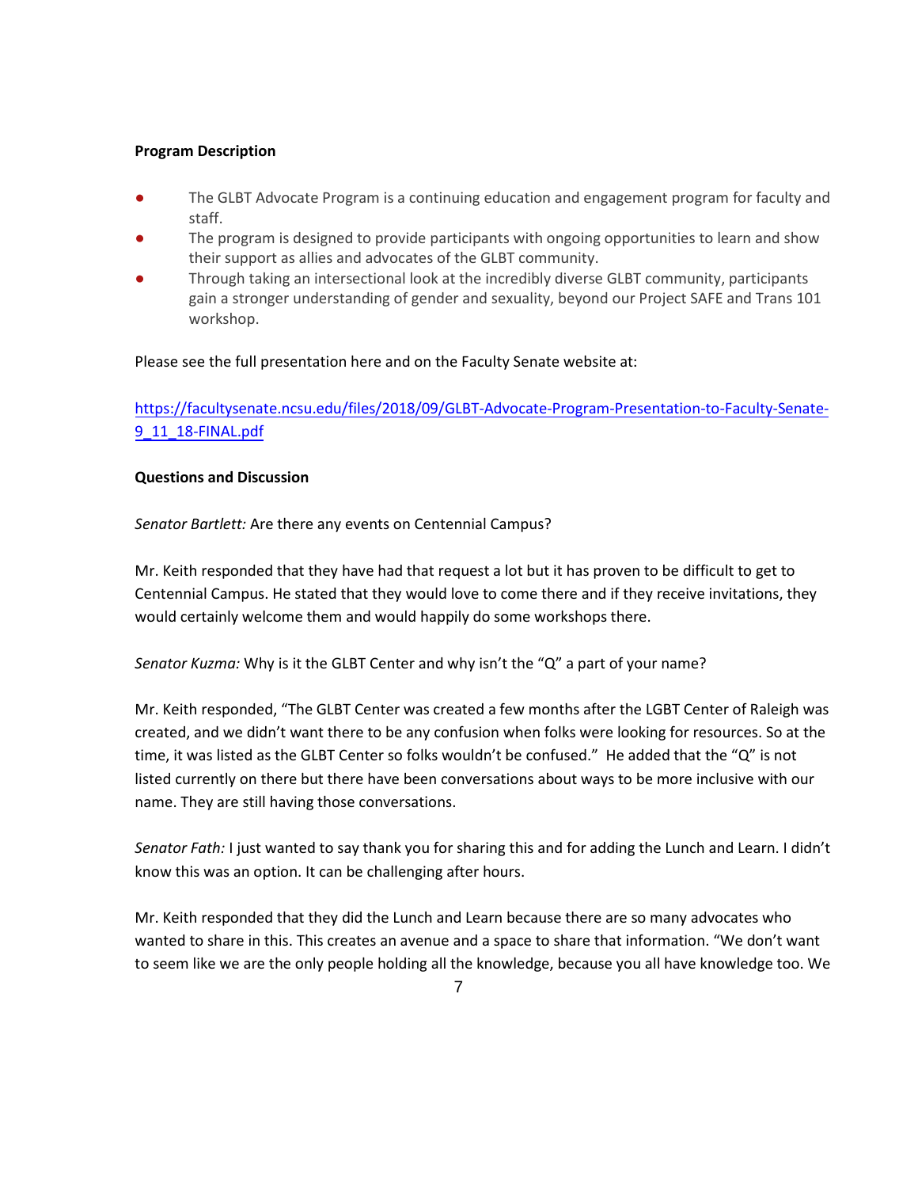**Program Description**

- The GLBT Advocate Program is a continuing education and engagement program for faculty and staff.
- The program is designed to provide participants with ongoing opportunities to learn and show their support as allies and advocates of the GLBT community.
- Through taking an intersectional look at the incredibly diverse GLBT community, participants gain a stronger understanding of gender and sexuality, beyond our Project SAFE and Trans 101 workshop.

Please see the full presentation here and on the Faculty Senate website at:

[https://facultysenate.ncsu.edu/files/2018/09/GLBT-Advocate-Program-Presentation-to-Faculty-Senate-9_11_18-FINAL.pdf](https://facultysenate.ncsu.edu/files/2018/09/GLBT-Advocate-Program-Presentation-to-Faculty-Senate-9_11_18-FINAL.pdf)

**Questions and Discussion**

*Senator Bartlett:* Are there any events on Centennial Campus?

Mr. Keith responded that they have had that request a lot but it has proven to be difficult to get to Centennial Campus. He stated that they would love to come there and if they receive invitations, they would certainly welcome them and would happily do some workshops there.

*Senator Kuzma:* Why is it the GLBT Center and why isn't the "Q" a part of your name?

Mr. Keith responded, "The GLBT Center was created a few months after the LGBT Center of Raleigh was created, and we didn't want there to be any confusion when folks were looking for resources. So at the time, it was listed as the GLBT Center so folks wouldn't be confused." He added that the "Q" is not listed currently on there but there have been conversations about ways to be more inclusive with our name. They are still having those conversations.

*Senator Fath:* I just wanted to say thank you for sharing this and for adding the Lunch and Learn. I didn't know this was an option. It can be challenging after hours.

Mr. Keith responded that they did the Lunch and Learn because there are so many advocates who wanted to share in this. This creates an avenue and a space to share that information. "We don't want to seem like we are the only people holding all the knowledge, because you all have knowledge too. We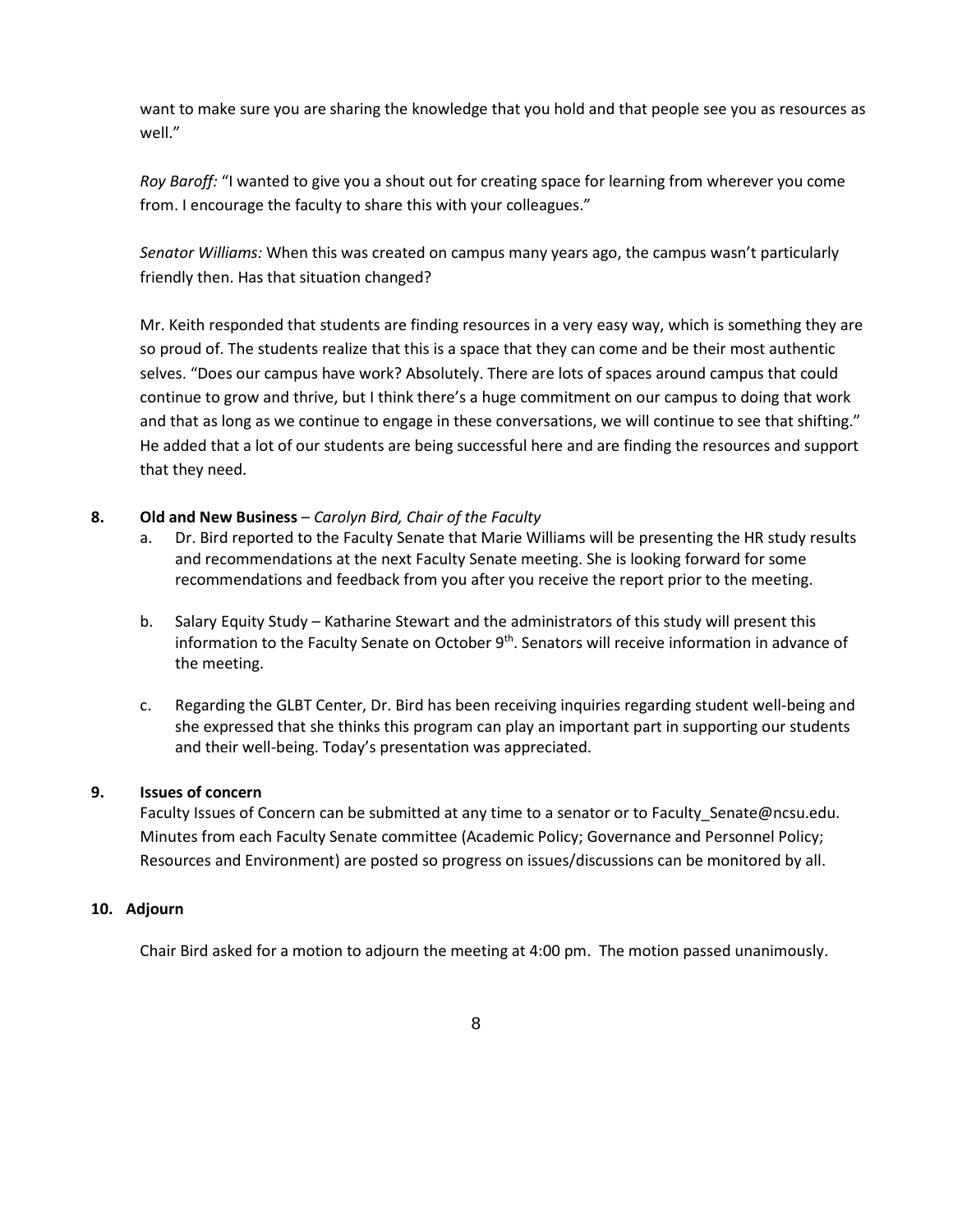want to make sure you are sharing the knowledge that you hold and that people see you as resources as well."

*Roy Baroff:* "I wanted to give you a shout out for creating space for learning from wherever you come from. I encourage the faculty to share this with your colleagues."

*Senator Williams:* When this was created on campus many years ago, the campus wasn't particularly friendly then. Has that situation changed?

Mr. Keith responded that students are finding resources in a very easy way, which is something they are so proud of. The students realize that this is a space that they can come and be their most authentic selves. "Does our campus have work? Absolutely. There are lots of spaces around campus that could continue to grow and thrive, but I think there's a huge commitment on our campus to doing that work and that as long as we continue to engage in these conversations, we will continue to see that shifting." He added that a lot of our students are being successful here and are finding the resources and support that they need.

**8. Old and New Business** – *Carolyn Bird, Chair of the Faculty*

a. Dr. Bird reported to the Faculty Senate that Marie Williams will be presenting the HR study results and recommendations at the next Faculty Senate meeting. She is looking forward for some recommendations and feedback from you after you receive the report prior to the meeting.

b. Salary Equity Study – Katharine Stewart and the administrators of this study will present this information to the Faculty Senate on October 9th. Senators will receive information in advance of the meeting.

c. Regarding the GLBT Center, Dr. Bird has been receiving inquiries regarding student well-being and she expressed that she thinks this program can play an important part in supporting our students and their well-being. Today's presentation was appreciated.

**9. Issues of concern**

Faculty Issues of Concern can be submitted at any time to a senator or to Faculty_Senate@ncsu.edu. Minutes from each Faculty Senate committee (Academic Policy; Governance and Personnel Policy; Resources and Environment) are posted so progress on issues/discussions can be monitored by all.

**10. Adjourn**

Chair Bird asked for a motion to adjourn the meeting at 4:00 pm. The motion passed unanimously.